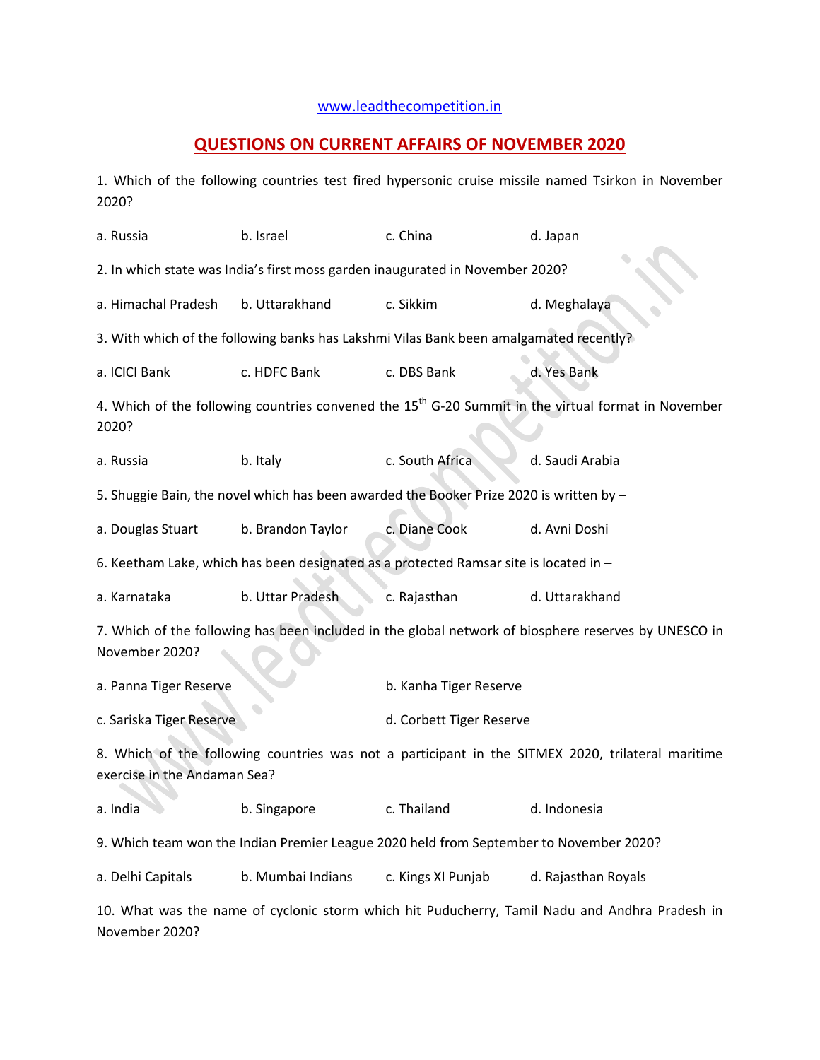www.leadthecompetition.in

# QUESTIONS ON CURRENT AFFAIRS OF NOVEMBER 2020

1. Which of the following countries test fired hypersonic cruise missile named Tsirkon in November 2020?

a. Russia b. Israel c. China d. Japan

2. In which state was India's first moss garden inaugurated in November 2020?

a. Himachal Pradesh b. Uttarakhand c. Sikkim d. Meghalaya

3. With which of the following banks has Lakshmi Vilas Bank been amalgamated recently?

a. ICICI Bank c. HDFC Bank c. DBS Bank d. Yes Bank

4. Which of the following countries convened the 15th G-20 Summit in the virtual format in November 2020?

a. Russia b. Italy c. South Africa d. Saudi Arabia

5. Shuggie Bain, the novel which has been awarded the Booker Prize 2020 is written by –

a. Douglas Stuart b. Brandon Taylor c. Diane Cook d. Avni Doshi

6. Keetham Lake, which has been designated as a protected Ramsar site is located in –

a. Karnataka b. Uttar Pradesh c. Rajasthan d. Uttarakhand

7. Which of the following has been included in the global network of biosphere reserves by UNESCO in November 2020?

a. Panna Tiger Reserve b. Kanha Tiger Reserve

c. Sariska Tiger Reserve d. Corbett Tiger Reserve

8. Which of the following countries was not a participant in the SITMEX 2020, trilateral maritime exercise in the Andaman Sea?

a. India b. Singapore c. Thailand d. Indonesia

9. Which team won the Indian Premier League 2020 held from September to November 2020?

a. Delhi Capitals b. Mumbai Indians c. Kings XI Punjab d. Rajasthan Royals

10. What was the name of cyclonic storm which hit Puducherry, Tamil Nadu and Andhra Pradesh in November 2020?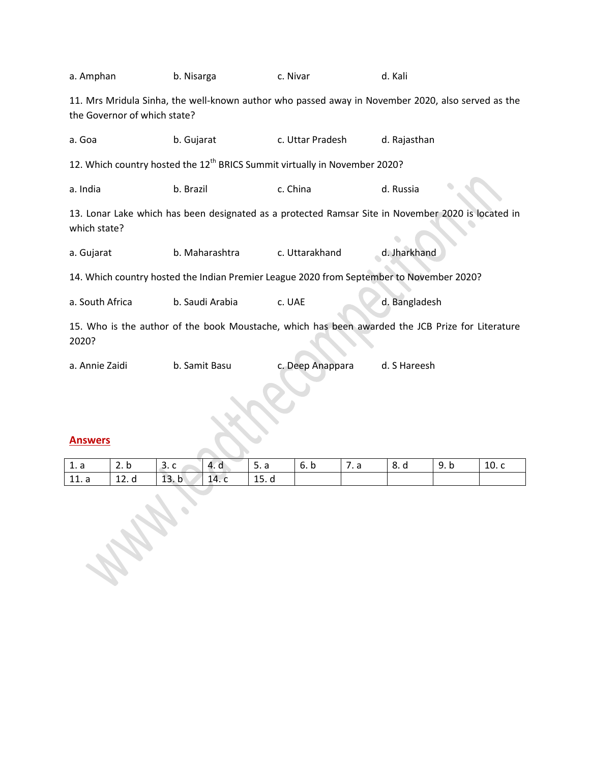a. Amphan b. Nisarga c. Nivar d. Kali

11. Mrs Mridula Sinha, the well-known author who passed away in November 2020, also served as the the Governor of which state?

a. Goa b. Gujarat c. Uttar Pradesh d. Rajasthan

12. Which country hosted the 12th BRICS Summit virtually in November 2020?

a. India b. Brazil c. China d. Russia

13. Lonar Lake which has been designated as a protected Ramsar Site in November 2020 is located in which state?

a. Gujarat b. Maharashtra c. Uttarakhand d. Jharkhand

14. Which country hosted the Indian Premier League 2020 from September to November 2020?

a. South Africa b. Saudi Arabia c. UAE d. Bangladesh

15. Who is the author of the book Moustache, which has been awarded the JCB Prize for Literature 2020?

a. Annie Zaidi b. Samit Basu c. Deep Anappara d. S Hareesh

**Answers**

| | | | | | | | | | |
|---|---|---|---|---|---|---|---|---|---|
| 1. a | 2. b | 3. c | 4. d | 5. a | 6. b | 7. a | 8. d | 9. b | 10. c |
| 11. a | 12. d | 13. b | 14. c | 15. d | | | | | |